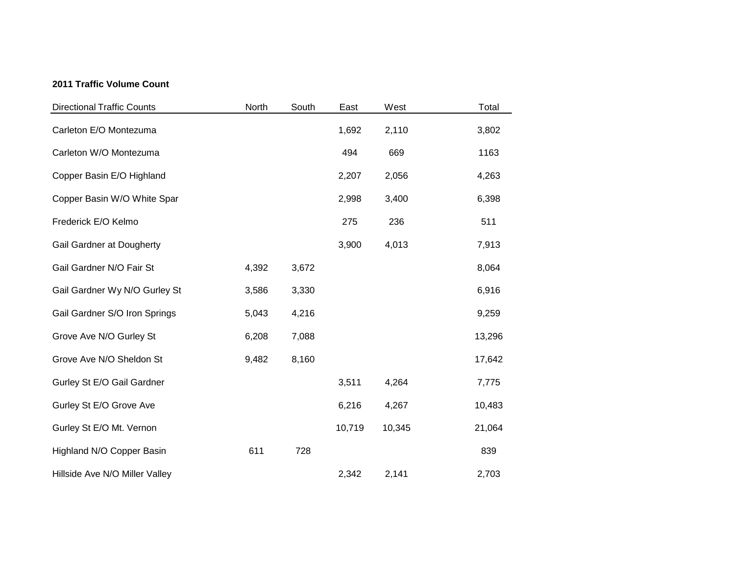**2011 Traffic Volume Count**

| Directional Traffic Counts | North | South | East | West | Total |
|---|---|---|---|---|---|
| Carleton E/O Montezuma | | | 1,692 | 2,110 | 3,802 |
| Carleton W/O Montezuma | | | 494 | 669 | 1163 |
| Copper Basin E/O Highland | | | 2,207 | 2,056 | 4,263 |
| Copper Basin W/O White Spar | | | 2,998 | 3,400 | 6,398 |
| Frederick E/O Kelmo | | | 275 | 236 | 511 |
| Gail Gardner at Dougherty | | | 3,900 | 4,013 | 7,913 |
| Gail Gardner N/O Fair St | 4,392 | 3,672 | | | 8,064 |
| Gail Gardner Wy N/O Gurley St | 3,586 | 3,330 | | | 6,916 |
| Gail Gardner S/O Iron Springs | 5,043 | 4,216 | | | 9,259 |
| Grove Ave N/O Gurley St | 6,208 | 7,088 | | | 13,296 |
| Grove Ave N/O Sheldon St | 9,482 | 8,160 | | | 17,642 |
| Gurley St E/O Gail Gardner | | | 3,511 | 4,264 | 7,775 |
| Gurley St E/O Grove Ave | | | 6,216 | 4,267 | 10,483 |
| Gurley St E/O Mt. Vernon | | | 10,719 | 10,345 | 21,064 |
| Highland N/O Copper Basin | 611 | 728 | | | 839 |
| Hillside Ave N/O Miller Valley | | | 2,342 | 2,141 | 2,703 |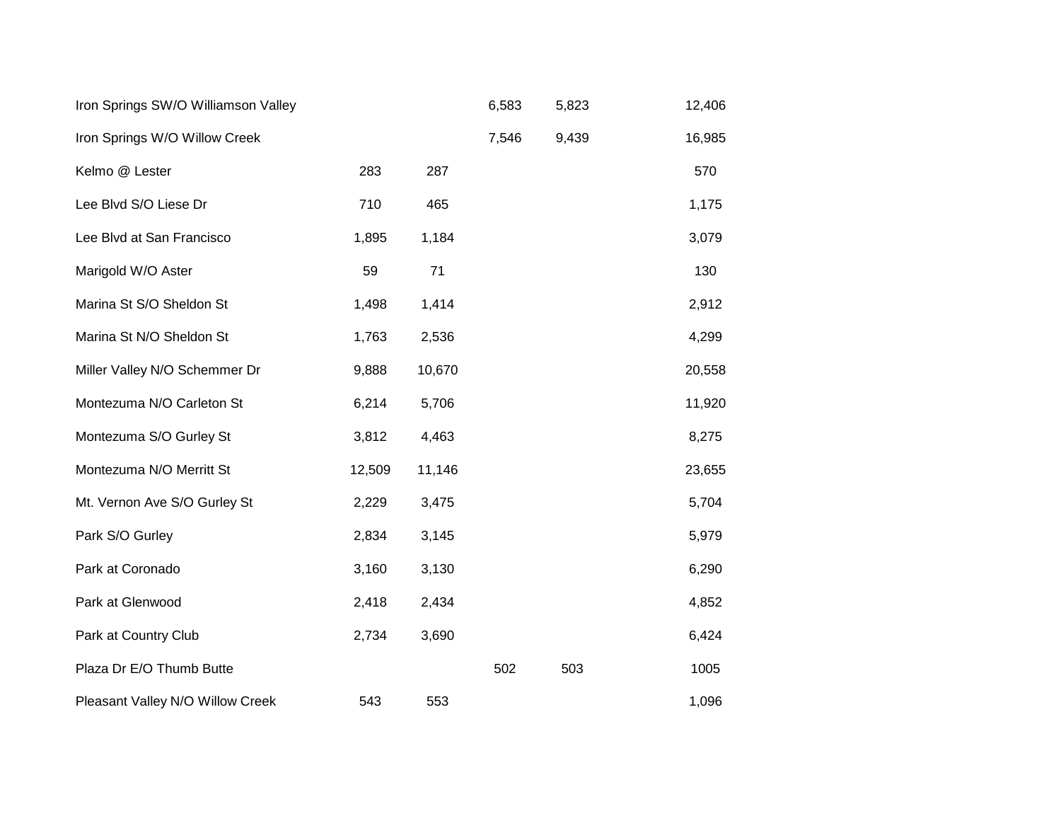| | | | | | |
|---|---|---|---|---|---|
| Iron Springs SW/O Williamson Valley | | | 6,583 | 5,823 | 12,406 |
| Iron Springs W/O Willow Creek | | | 7,546 | 9,439 | 16,985 |
| Kelmo @ Lester | 283 | 287 | | | 570 |
| Lee Blvd S/O Liese Dr | 710 | 465 | | | 1,175 |
| Lee Blvd at San Francisco | 1,895 | 1,184 | | | 3,079 |
| Marigold W/O Aster | 59 | 71 | | | 130 |
| Marina St S/O Sheldon St | 1,498 | 1,414 | | | 2,912 |
| Marina St N/O Sheldon St | 1,763 | 2,536 | | | 4,299 |
| Miller Valley N/O Schemmer Dr | 9,888 | 10,670 | | | 20,558 |
| Montezuma N/O Carleton St | 6,214 | 5,706 | | | 11,920 |
| Montezuma S/O Gurley St | 3,812 | 4,463 | | | 8,275 |
| Montezuma N/O Merritt St | 12,509 | 11,146 | | | 23,655 |
| Mt. Vernon Ave S/O Gurley St | 2,229 | 3,475 | | | 5,704 |
| Park S/O Gurley | 2,834 | 3,145 | | | 5,979 |
| Park at Coronado | 3,160 | 3,130 | | | 6,290 |
| Park at Glenwood | 2,418 | 2,434 | | | 4,852 |
| Park at Country Club | 2,734 | 3,690 | | | 6,424 |
| Plaza Dr E/O Thumb Butte | | | 502 | 503 | 1005 |
| Pleasant Valley N/O Willow Creek | 543 | 553 | | | 1,096 |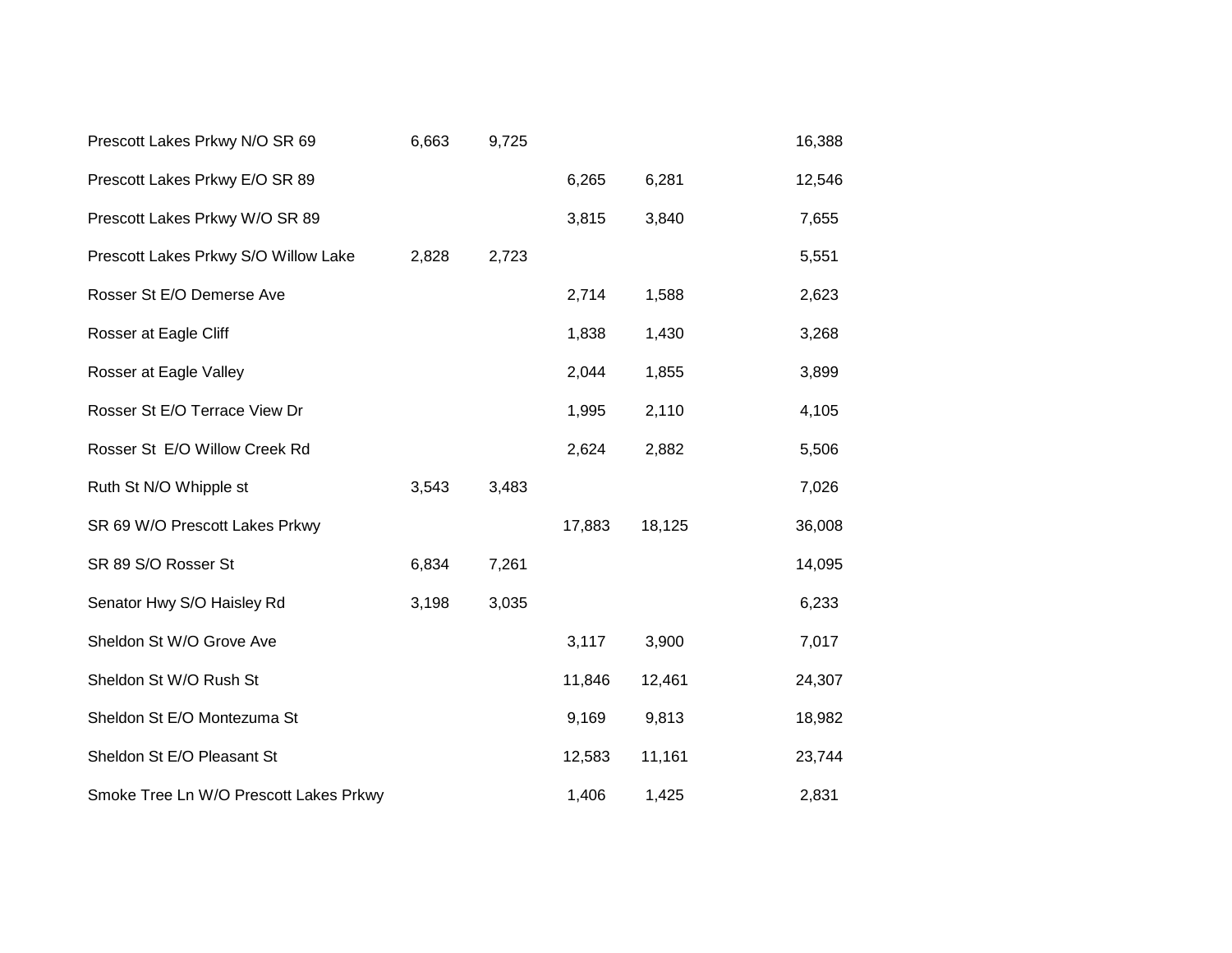| | | | | | |
|---|---|---|---|---|---|
| Prescott Lakes Prkwy N/O SR 69 | 6,663 | 9,725 | | | 16,388 |
| Prescott Lakes Prkwy E/O SR 89 | | | 6,265 | 6,281 | 12,546 |
| Prescott Lakes Prkwy W/O SR 89 | | | 3,815 | 3,840 | 7,655 |
| Prescott Lakes Prkwy S/O Willow Lake | 2,828 | 2,723 | | | 5,551 |
| Rosser St E/O Demerse Ave | | | 2,714 | 1,588 | 2,623 |
| Rosser at Eagle Cliff | | | 1,838 | 1,430 | 3,268 |
| Rosser at Eagle Valley | | | 2,044 | 1,855 | 3,899 |
| Rosser St E/O Terrace View Dr | | | 1,995 | 2,110 | 4,105 |
| Rosser St E/O Willow Creek Rd | | | 2,624 | 2,882 | 5,506 |
| Ruth St N/O Whipple st | 3,543 | 3,483 | | | 7,026 |
| SR 69 W/O Prescott Lakes Prkwy | | | 17,883 | 18,125 | 36,008 |
| SR 89 S/O Rosser St | 6,834 | 7,261 | | | 14,095 |
| Senator Hwy S/O Haisley Rd | 3,198 | 3,035 | | | 6,233 |
| Sheldon St W/O Grove Ave | | | 3,117 | 3,900 | 7,017 |
| Sheldon St W/O Rush St | | | 11,846 | 12,461 | 24,307 |
| Sheldon St E/O Montezuma St | | | 9,169 | 9,813 | 18,982 |
| Sheldon St E/O Pleasant St | | | 12,583 | 11,161 | 23,744 |
| Smoke Tree Ln W/O Prescott Lakes Prkwy | | | 1,406 | 1,425 | 2,831 |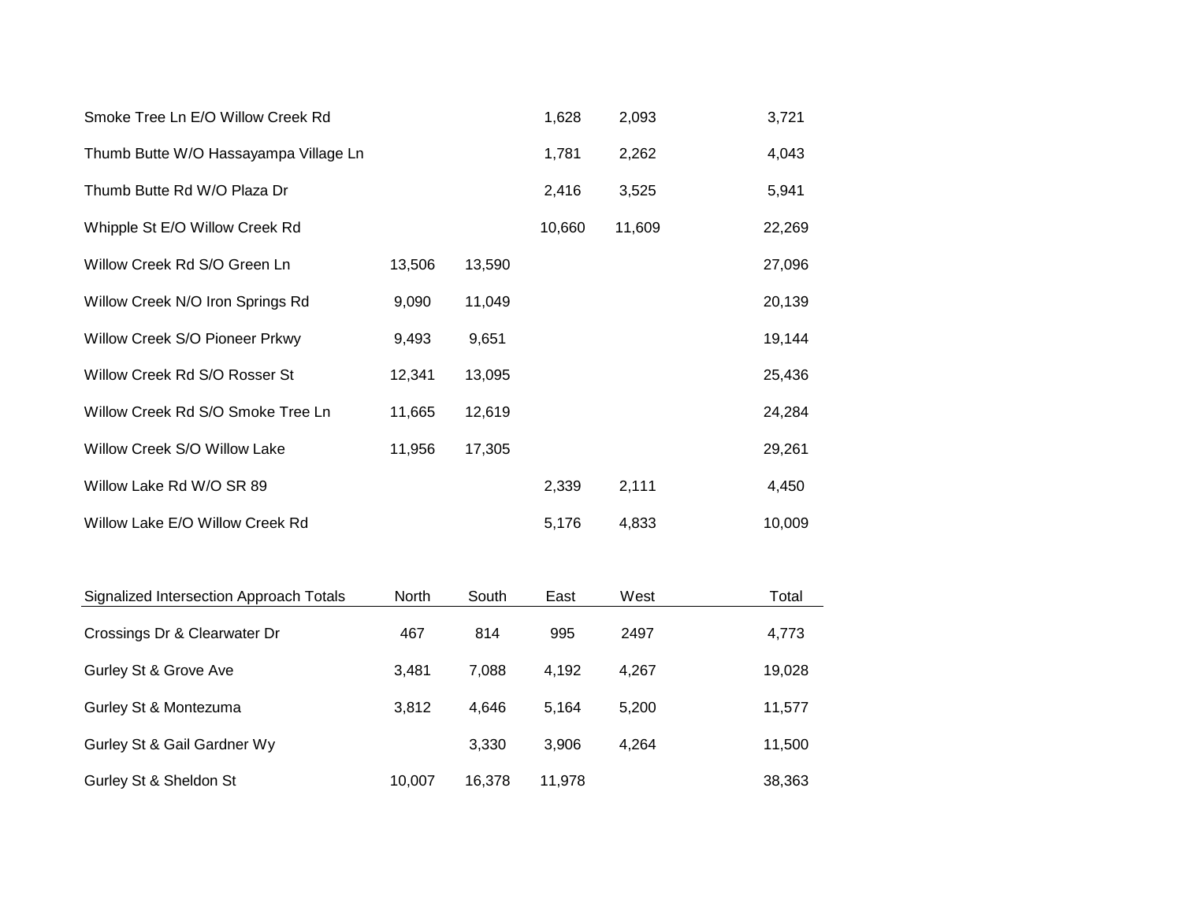| | | | | | |
|---|---|---|---|---|---|
| Smoke Tree Ln E/O Willow Creek Rd | | | 1,628 | 2,093 | 3,721 |
| Thumb Butte W/O Hassayampa Village Ln | | | 1,781 | 2,262 | 4,043 |
| Thumb Butte Rd W/O Plaza Dr | | | 2,416 | 3,525 | 5,941 |
| Whipple St E/O Willow Creek Rd | | | 10,660 | 11,609 | 22,269 |
| Willow Creek Rd S/O Green Ln | 13,506 | 13,590 | | | 27,096 |
| Willow Creek N/O Iron Springs Rd | 9,090 | 11,049 | | | 20,139 |
| Willow Creek S/O Pioneer Prkwy | 9,493 | 9,651 | | | 19,144 |
| Willow Creek Rd S/O Rosser St | 12,341 | 13,095 | | | 25,436 |
| Willow Creek Rd S/O Smoke Tree Ln | 11,665 | 12,619 | | | 24,284 |
| Willow Creek S/O Willow Lake | 11,956 | 17,305 | | | 29,261 |
| Willow Lake Rd W/O SR 89 | | | 2,339 | 2,111 | 4,450 |
| Willow Lake E/O Willow Creek Rd | | | 5,176 | 4,833 | 10,009 |

| Signalized Intersection Approach Totals | North | South | East | West | Total |
|---|---|---|---|---|---|
| Crossings Dr & Clearwater Dr | 467 | 814 | 995 | 2497 | 4,773 |
| Gurley St & Grove Ave | 3,481 | 7,088 | 4,192 | 4,267 | 19,028 |
| Gurley St & Montezuma | 3,812 | 4,646 | 5,164 | 5,200 | 11,577 |
| Gurley St & Gail Gardner Wy | | 3,330 | 3,906 | 4,264 | 11,500 |
| Gurley St & Sheldon St | 10,007 | 16,378 | 11,978 | | 38,363 |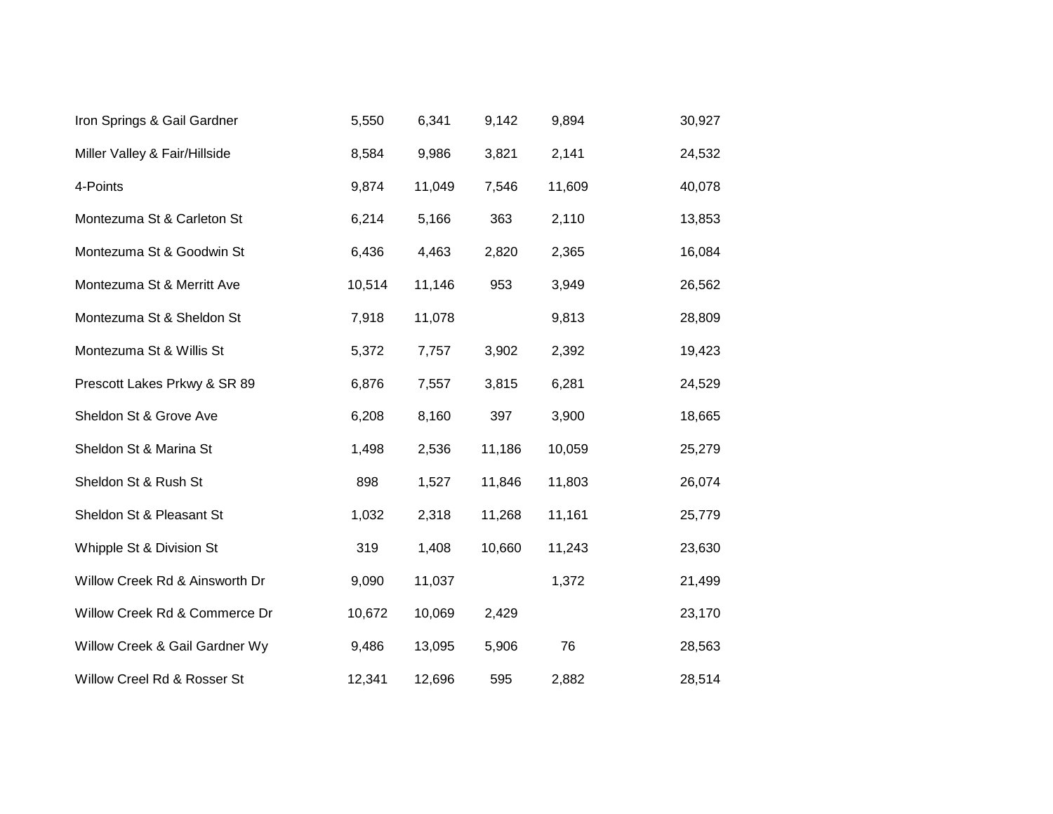| | | | | | |
|---|---|---|---|---|---|
| Iron Springs & Gail Gardner | 5,550 | 6,341 | 9,142 | 9,894 | 30,927 |
| Miller Valley & Fair/Hillside | 8,584 | 9,986 | 3,821 | 2,141 | 24,532 |
| 4-Points | 9,874 | 11,049 | 7,546 | 11,609 | 40,078 |
| Montezuma St & Carleton St | 6,214 | 5,166 | 363 | 2,110 | 13,853 |
| Montezuma St & Goodwin St | 6,436 | 4,463 | 2,820 | 2,365 | 16,084 |
| Montezuma St & Merritt Ave | 10,514 | 11,146 | 953 | 3,949 | 26,562 |
| Montezuma St & Sheldon St | 7,918 | 11,078 | | 9,813 | 28,809 |
| Montezuma St & Willis St | 5,372 | 7,757 | 3,902 | 2,392 | 19,423 |
| Prescott Lakes Prkwy & SR 89 | 6,876 | 7,557 | 3,815 | 6,281 | 24,529 |
| Sheldon St & Grove Ave | 6,208 | 8,160 | 397 | 3,900 | 18,665 |
| Sheldon St & Marina St | 1,498 | 2,536 | 11,186 | 10,059 | 25,279 |
| Sheldon St & Rush St | 898 | 1,527 | 11,846 | 11,803 | 26,074 |
| Sheldon St & Pleasant St | 1,032 | 2,318 | 11,268 | 11,161 | 25,779 |
| Whipple St & Division St | 319 | 1,408 | 10,660 | 11,243 | 23,630 |
| Willow Creek Rd & Ainsworth Dr | 9,090 | 11,037 | | 1,372 | 21,499 |
| Willow Creek Rd & Commerce Dr | 10,672 | 10,069 | 2,429 | | 23,170 |
| Willow Creek & Gail Gardner Wy | 9,486 | 13,095 | 5,906 | 76 | 28,563 |
| Willow Creel Rd & Rosser St | 12,341 | 12,696 | 595 | 2,882 | 28,514 |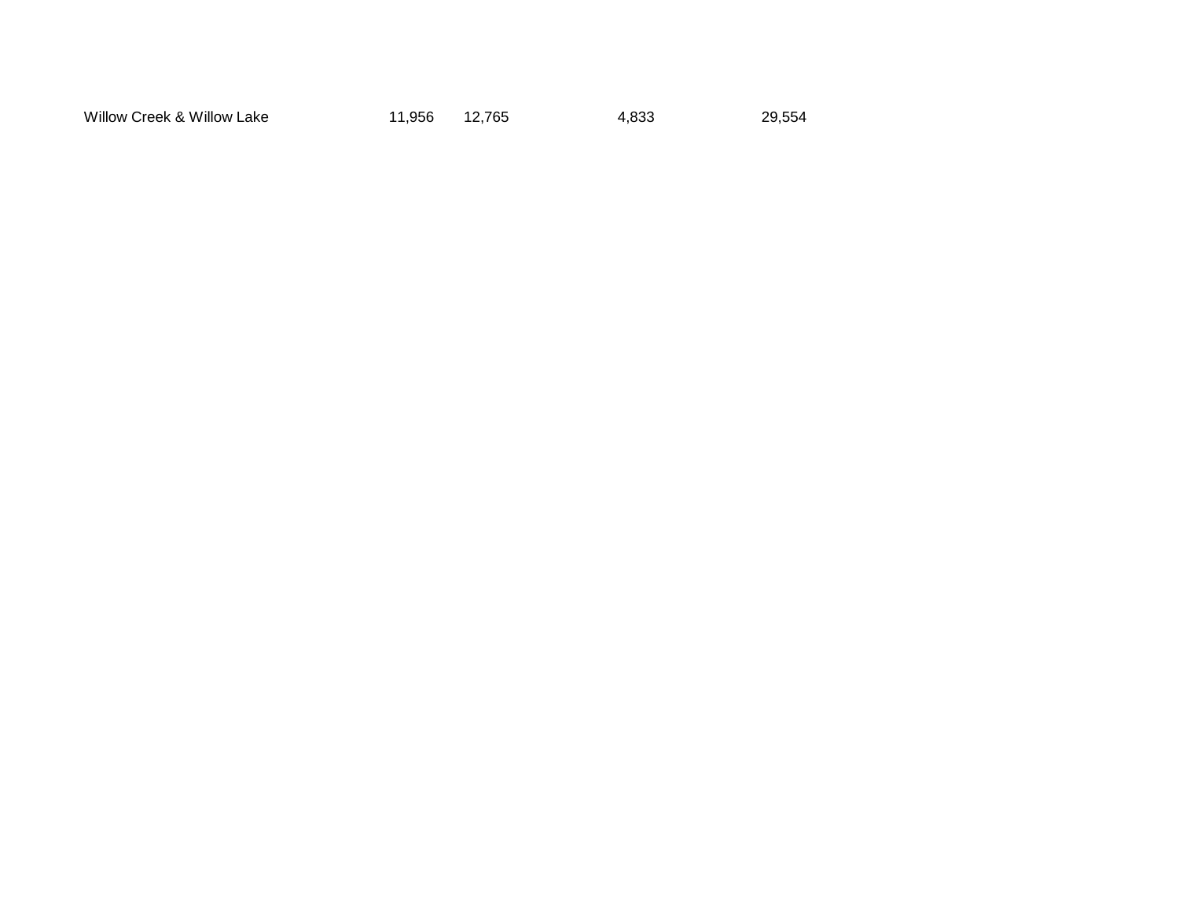| | | | | |
|---|---|---|---|---|
| Willow Creek & Willow Lake | 11,956 | 12,765 | 4,833 | 29,554 |